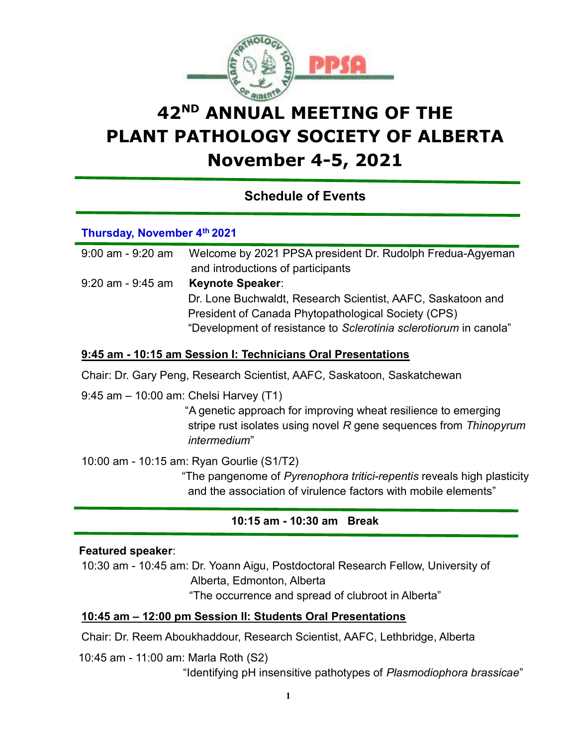# 42ND ANNUAL MEETING OF THE PLANT PATHOLOGY SOCIETY OF ALBERTA

# November 4-5, 2021

## Schedule of Events

### Thursday, November 4th 2021

9:00 am - 9:20 am Welcome by 2021 PPSA president Dr. Rudolph Fredua-Agyeman and introductions of participants

9:20 am - 9:45 am **Keynote Speaker**:
Dr. Lone Buchwaldt, Research Scientist, AAFC, Saskatoon and President of Canada Phytopathological Society (CPS)
"Development of resistance to *Sclerotinia sclerotiorum* in canola"

**9:45 am - 10:15 am Session I: Technicians Oral Presentations**

Chair: Dr. Gary Peng, Research Scientist, AAFC, Saskatoon, Saskatchewan

9:45 am – 10:00 am: Chelsi Harvey (T1)
"A genetic approach for improving wheat resilience to emerging stripe rust isolates using novel *R* gene sequences from *Thinopyrum intermedium*"

10:00 am - 10:15 am: Ryan Gourlie (S1/T2)
"The pangenome of *Pyrenophora tritici-repentis* reveals high plasticity and the association of virulence factors with mobile elements"

**10:15 am - 10:30 am Break**

**Featured speaker**:

10:30 am - 10:45 am: Dr. Yoann Aigu, Postdoctoral Research Fellow, University of Alberta, Edmonton, Alberta
"The occurrence and spread of clubroot in Alberta"

**10:45 am – 12:00 pm Session II: Students Oral Presentations**

Chair: Dr. Reem Aboukhaddour, Research Scientist, AAFC, Lethbridge, Alberta

10:45 am - 11:00 am: Marla Roth (S2)
"Identifying pH insensitive pathotypes of *Plasmodiophora brassicae*"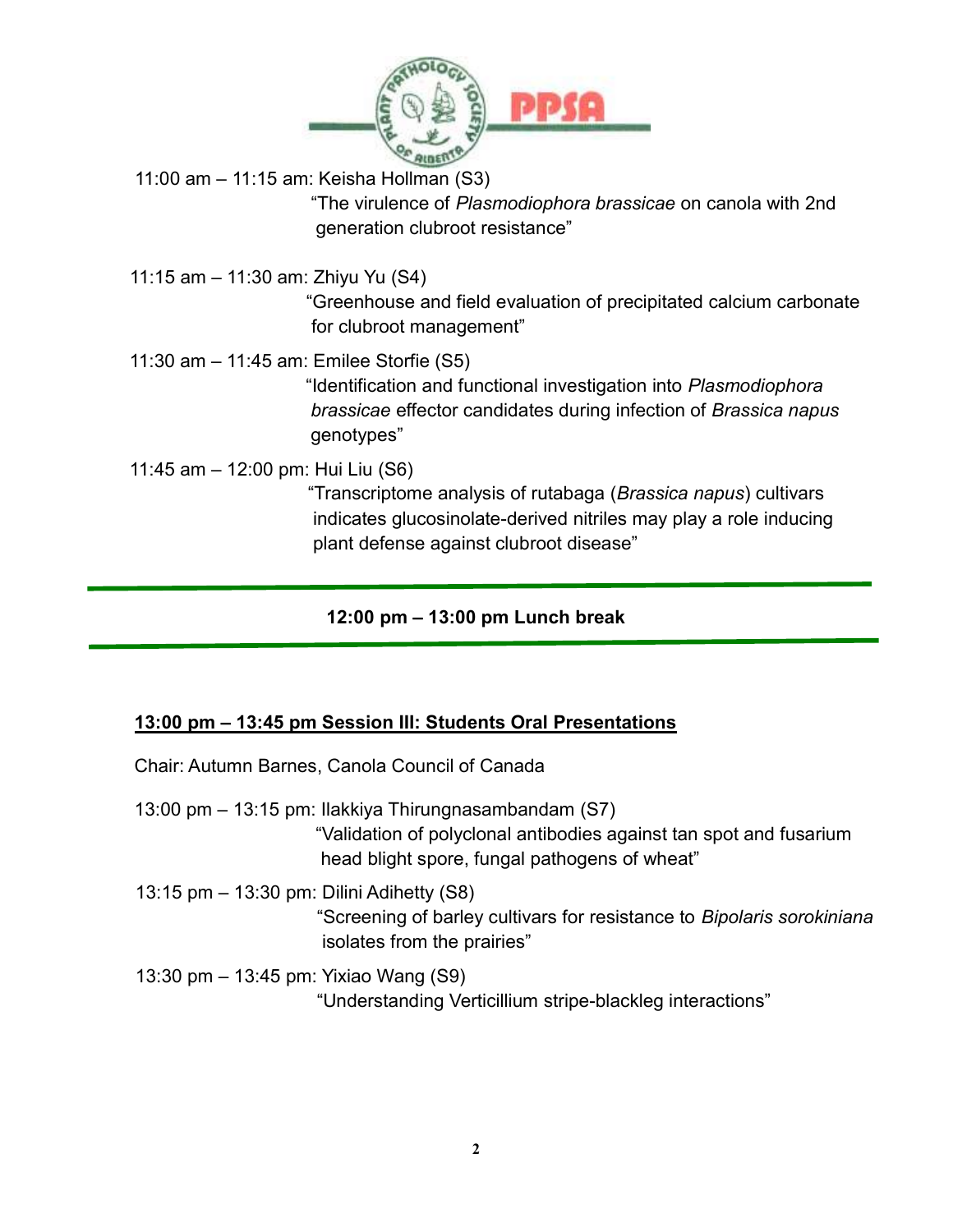11:00 am – 11:15 am: Keisha Hollman (S3)
"The virulence of *Plasmodiophora brassicae* on canola with 2nd generation clubroot resistance"

11:15 am – 11:30 am: Zhiyu Yu (S4)
"Greenhouse and field evaluation of precipitated calcium carbonate for clubroot management"

11:30 am – 11:45 am: Emilee Storfie (S5)
"Identification and functional investigation into *Plasmodiophora brassicae* effector candidates during infection of *Brassica napus* genotypes"

11:45 am – 12:00 pm: Hui Liu (S6)
"Transcriptome analysis of rutabaga (*Brassica napus*) cultivars indicates glucosinolate-derived nitriles may play a role inducing plant defense against clubroot disease"

**12:00 pm – 13:00 pm Lunch break**

**13:00 pm – 13:45 pm Session III: Students Oral Presentations**

Chair: Autumn Barnes, Canola Council of Canada

13:00 pm – 13:15 pm: Ilakkiya Thirungnasambandam (S7)
"Validation of polyclonal antibodies against tan spot and fusarium head blight spore, fungal pathogens of wheat"

13:15 pm – 13:30 pm: Dilini Adihetty (S8)
"Screening of barley cultivars for resistance to *Bipolaris sorokiniana* isolates from the prairies"

13:30 pm – 13:45 pm: Yixiao Wang (S9)
"Understanding Verticillium stripe-blackleg interactions"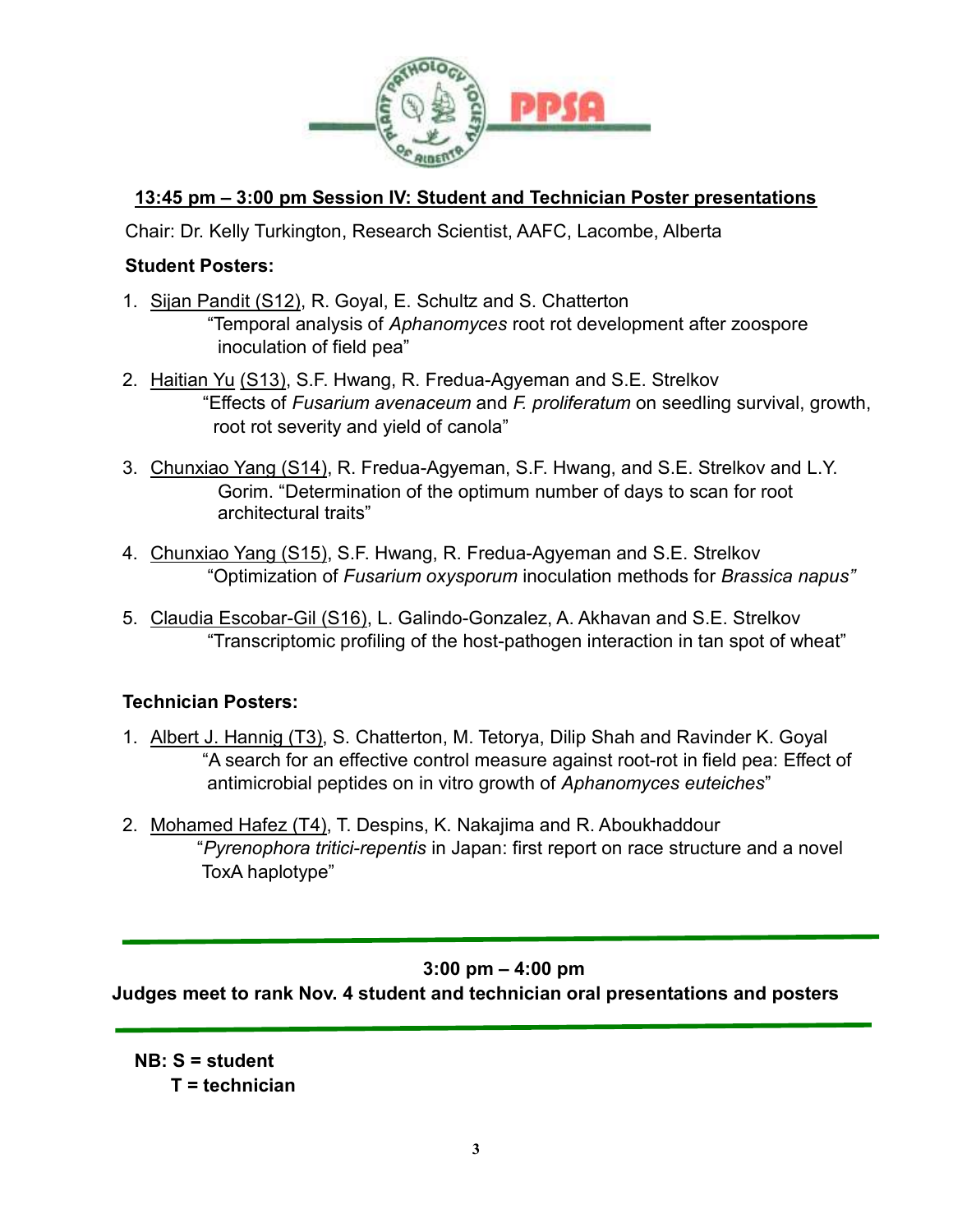## 13:45 pm – 3:00 pm Session IV: Student and Technician Poster presentations

Chair: Dr. Kelly Turkington, Research Scientist, AAFC, Lacombe, Alberta

**Student Posters:**

1. Sijan Pandit (S12), R. Goyal, E. Schultz and S. Chatterton
   "Temporal analysis of *Aphanomyces* root rot development after zoospore inoculation of field pea"

2. Haitian Yu (S13), S.F. Hwang, R. Fredua-Agyeman and S.E. Strelkov
   "Effects of *Fusarium avenaceum* and *F. proliferatum* on seedling survival, growth, root rot severity and yield of canola"

3. Chunxiao Yang (S14), R. Fredua-Agyeman, S.F. Hwang, and S.E. Strelkov and L.Y. Gorim. "Determination of the optimum number of days to scan for root architectural traits"

4. Chunxiao Yang (S15), S.F. Hwang, R. Fredua-Agyeman and S.E. Strelkov
   "Optimization of *Fusarium oxysporum* inoculation methods for *Brassica napus"*

5. Claudia Escobar-Gil (S16), L. Galindo-Gonzalez, A. Akhavan and S.E. Strelkov
   "Transcriptomic profiling of the host-pathogen interaction in tan spot of wheat"

**Technician Posters:**

1. Albert J. Hannig (T3), S. Chatterton, M. Tetorya, Dilip Shah and Ravinder K. Goyal
   "A search for an effective control measure against root-rot in field pea: Effect of antimicrobial peptides on in vitro growth of *Aphanomyces euteiches*"

2. Mohamed Hafez (T4), T. Despins, K. Nakajima and R. Aboukhaddour
   "*Pyrenophora tritici-repentis* in Japan: first report on race structure and a novel ToxA haplotype"

---

**3:00 pm – 4:00 pm**

**Judges meet to rank Nov. 4 student and technician oral presentations and posters**

---

**NB: S = student**
**T = technician**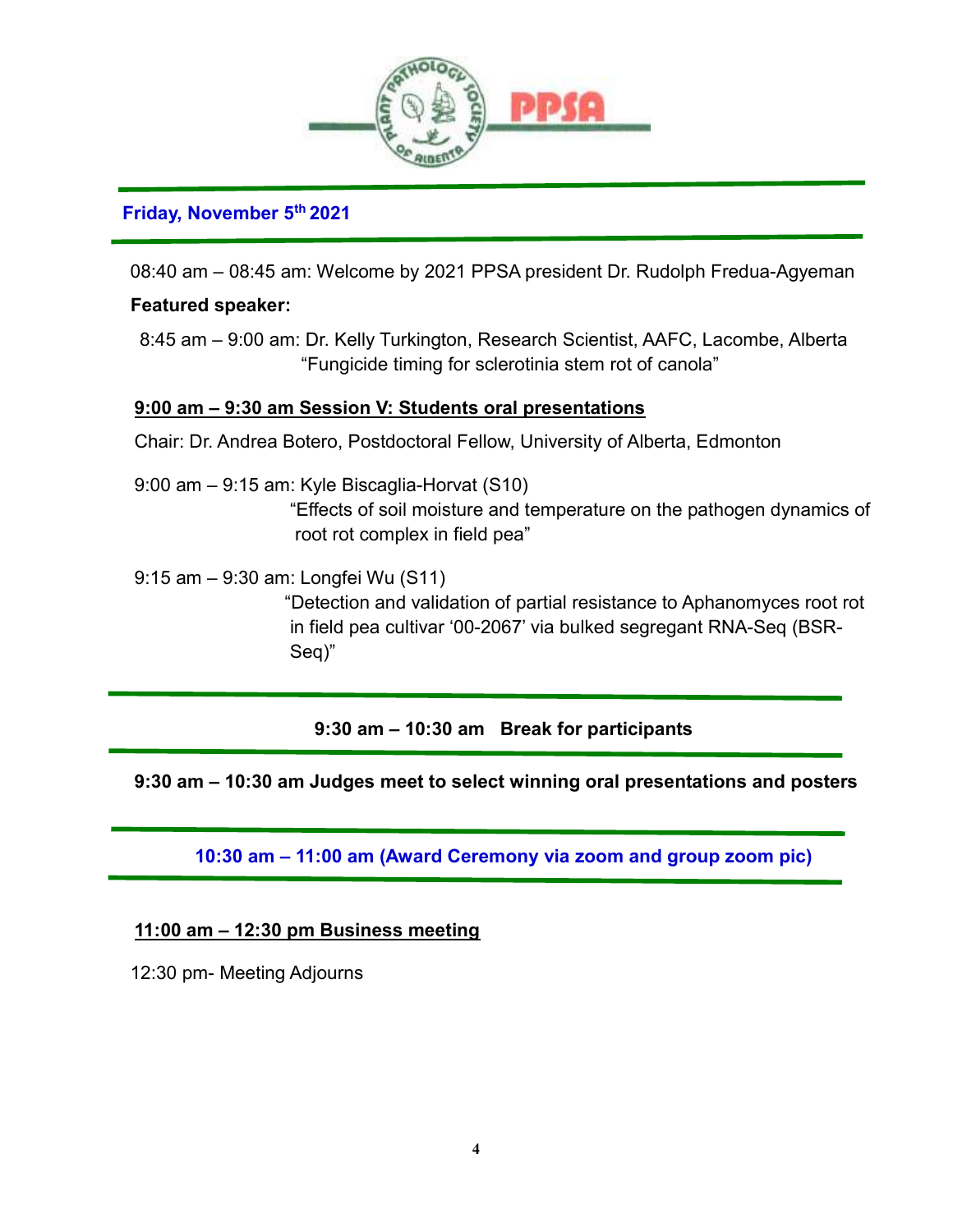## Friday, November 5th 2021

08:40 am – 08:45 am: Welcome by 2021 PPSA president Dr. Rudolph Fredua-Agyeman

**Featured speaker:**

8:45 am – 9:00 am: Dr. Kelly Turkington, Research Scientist, AAFC, Lacombe, Alberta
"Fungicide timing for sclerotinia stem rot of canola"

### 9:00 am – 9:30 am Session V: Students oral presentations

Chair: Dr. Andrea Botero, Postdoctoral Fellow, University of Alberta, Edmonton

9:00 am – 9:15 am: Kyle Biscaglia-Horvat (S10)
"Effects of soil moisture and temperature on the pathogen dynamics of root rot complex in field pea"

9:15 am – 9:30 am: Longfei Wu (S11)
"Detection and validation of partial resistance to Aphanomyces root rot in field pea cultivar '00-2067' via bulked segregant RNA-Seq (BSR-Seq)"

**9:30 am – 10:30 am Break for participants**

**9:30 am – 10:30 am Judges meet to select winning oral presentations and posters**

**10:30 am – 11:00 am (Award Ceremony via zoom and group zoom pic)**

### 11:00 am – 12:30 pm Business meeting

12:30 pm- Meeting Adjourns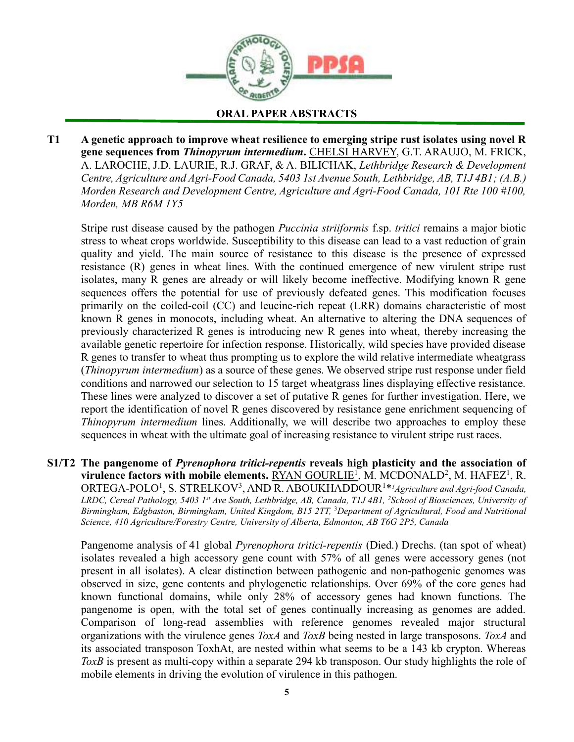## ORAL PAPER ABSTRACTS

**T1 A genetic approach to improve wheat resilience to emerging stripe rust isolates using novel R gene sequences from *Thinopyrum intermedium*.** CHELSI HARVEY, G.T. ARAUJO, M. FRICK, A. LAROCHE, J.D. LAURIE, R.J. GRAF, & A. BILICHAK, *Lethbridge Research & Development Centre, Agriculture and Agri-Food Canada, 5403 1st Avenue South, Lethbridge, AB, T1J 4B1; (A.B.) Morden Research and Development Centre, Agriculture and Agri-Food Canada, 101 Rte 100 #100, Morden, MB R6M 1Y5*

Stripe rust disease caused by the pathogen *Puccinia striiformis* f.sp. *tritici* remains a major biotic stress to wheat crops worldwide. Susceptibility to this disease can lead to a vast reduction of grain quality and yield. The main source of resistance to this disease is the presence of expressed resistance (R) genes in wheat lines. With the continued emergence of new virulent stripe rust isolates, many R genes are already or will likely become ineffective. Modifying known R gene sequences offers the potential for use of previously defeated genes. This modification focuses primarily on the coiled-coil (CC) and leucine-rich repeat (LRR) domains characteristic of most known R genes in monocots, including wheat. An alternative to altering the DNA sequences of previously characterized R genes is introducing new R genes into wheat, thereby increasing the available genetic repertoire for infection response. Historically, wild species have provided disease R genes to transfer to wheat thus prompting us to explore the wild relative intermediate wheatgrass (*Thinopyrum intermedium*) as a source of these genes. We observed stripe rust response under field conditions and narrowed our selection to 15 target wheatgrass lines displaying effective resistance. These lines were analyzed to discover a set of putative R genes for further investigation. Here, we report the identification of novel R genes discovered by resistance gene enrichment sequencing of *Thinopyrum intermedium* lines. Additionally, we will describe two approaches to employ these sequences in wheat with the ultimate goal of increasing resistance to virulent stripe rust races.

**S1/T2 The pangenome of *Pyrenophora tritici-repentis* reveals high plasticity and the association of virulence factors with mobile elements.** RYAN GOURLIE[1], M. MCDONALD[2], M. HAFEZ[1], R. ORTEGA-POLO[1], S. STRELKOV[3], AND R. ABOUKHADDOUR[1]* *[1]Agriculture and Agri-food Canada, LRDC, Cereal Pathology, 5403 1st Ave South, Lethbridge, AB, Canada, T1J 4B1, [2]School of Biosciences, University of Birmingham, Edgbaston, Birmingham, United Kingdom, B15 2TT, [3]Department of Agricultural, Food and Nutritional Science, 410 Agriculture/Forestry Centre, University of Alberta, Edmonton, AB T6G 2P5, Canada*

Pangenome analysis of 41 global *Pyrenophora tritici-repentis* (Died.) Drechs. (tan spot of wheat) isolates revealed a high accessory gene count with 57% of all genes were accessory genes (not present in all isolates). A clear distinction between pathogenic and non-pathogenic genomes was observed in size, gene contents and phylogenetic relationships. Over 69% of the core genes had known functional domains, while only 28% of accessory genes had known functions. The pangenome is open, with the total set of genes continually increasing as genomes are added. Comparison of long-read assemblies with reference genomes revealed major structural organizations with the virulence genes *ToxA* and *ToxB* being nested in large transposons. *ToxA* and its associated transposon ToxhAt, are nested within what seems to be a 143 kb crypton. Whereas *ToxB* is present as multi-copy within a separate 294 kb transposon. Our study highlights the role of mobile elements in driving the evolution of virulence in this pathogen.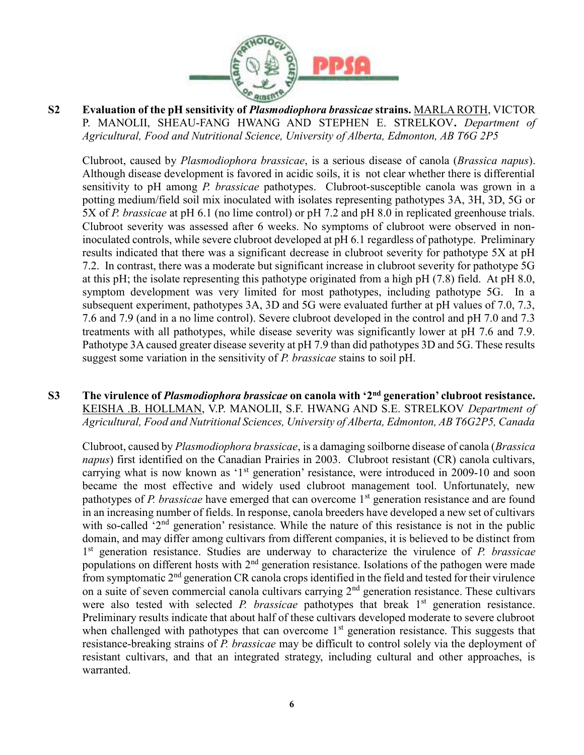**S2 Evaluation of the pH sensitivity of *Plasmodiophora brassicae* strains.** MARLA ROTH, VICTOR P. MANOLII, SHEAU-FANG HWANG AND STEPHEN E. STRELKOV. *Department of Agricultural, Food and Nutritional Science, University of Alberta, Edmonton, AB T6G 2P5*

Clubroot, caused by *Plasmodiophora brassicae*, is a serious disease of canola (*Brassica napus*). Although disease development is favored in acidic soils, it is not clear whether there is differential sensitivity to pH among *P. brassicae* pathotypes. Clubroot-susceptible canola was grown in a potting medium/field soil mix inoculated with isolates representing pathotypes 3A, 3H, 3D, 5G or 5X of *P. brassicae* at pH 6.1 (no lime control) or pH 7.2 and pH 8.0 in replicated greenhouse trials. Clubroot severity was assessed after 6 weeks. No symptoms of clubroot were observed in non-inoculated controls, while severe clubroot developed at pH 6.1 regardless of pathotype. Preliminary results indicated that there was a significant decrease in clubroot severity for pathotype 5X at pH 7.2. In contrast, there was a moderate but significant increase in clubroot severity for pathotype 5G at this pH; the isolate representing this pathotype originated from a high pH (7.8) field. At pH 8.0, symptom development was very limited for most pathotypes, including pathotype 5G. In a subsequent experiment, pathotypes 3A, 3D and 5G were evaluated further at pH values of 7.0, 7.3, 7.6 and 7.9 (and in a no lime control). Severe clubroot developed in the control and pH 7.0 and 7.3 treatments with all pathotypes, while disease severity was significantly lower at pH 7.6 and 7.9. Pathotype 3A caused greater disease severity at pH 7.9 than did pathotypes 3D and 5G. These results suggest some variation in the sensitivity of *P. brassicae* stains to soil pH.

**S3 The virulence of *Plasmodiophora brassicae* on canola with '2nd generation' clubroot resistance.** KEISHA .B. HOLLMAN, V.P. MANOLII, S.F. HWANG AND S.E. STRELKOV *Department of Agricultural, Food and Nutritional Sciences, University of Alberta, Edmonton, AB T6G2P5, Canada*

Clubroot, caused by *Plasmodiophora brassicae*, is a damaging soilborne disease of canola (*Brassica napus*) first identified on the Canadian Prairies in 2003. Clubroot resistant (CR) canola cultivars, carrying what is now known as '1st generation' resistance, were introduced in 2009-10 and soon became the most effective and widely used clubroot management tool. Unfortunately, new pathotypes of *P. brassicae* have emerged that can overcome 1st generation resistance and are found in an increasing number of fields. In response, canola breeders have developed a new set of cultivars with so-called '2nd generation' resistance. While the nature of this resistance is not in the public domain, and may differ among cultivars from different companies, it is believed to be distinct from 1st generation resistance. Studies are underway to characterize the virulence of *P. brassicae* populations on different hosts with 2nd generation resistance. Isolations of the pathogen were made from symptomatic 2nd generation CR canola crops identified in the field and tested for their virulence on a suite of seven commercial canola cultivars carrying 2nd generation resistance. These cultivars were also tested with selected *P. brassicae* pathotypes that break 1st generation resistance. Preliminary results indicate that about half of these cultivars developed moderate to severe clubroot when challenged with pathotypes that can overcome 1st generation resistance. This suggests that resistance-breaking strains of *P. brassicae* may be difficult to control solely via the deployment of resistant cultivars, and that an integrated strategy, including cultural and other approaches, is warranted.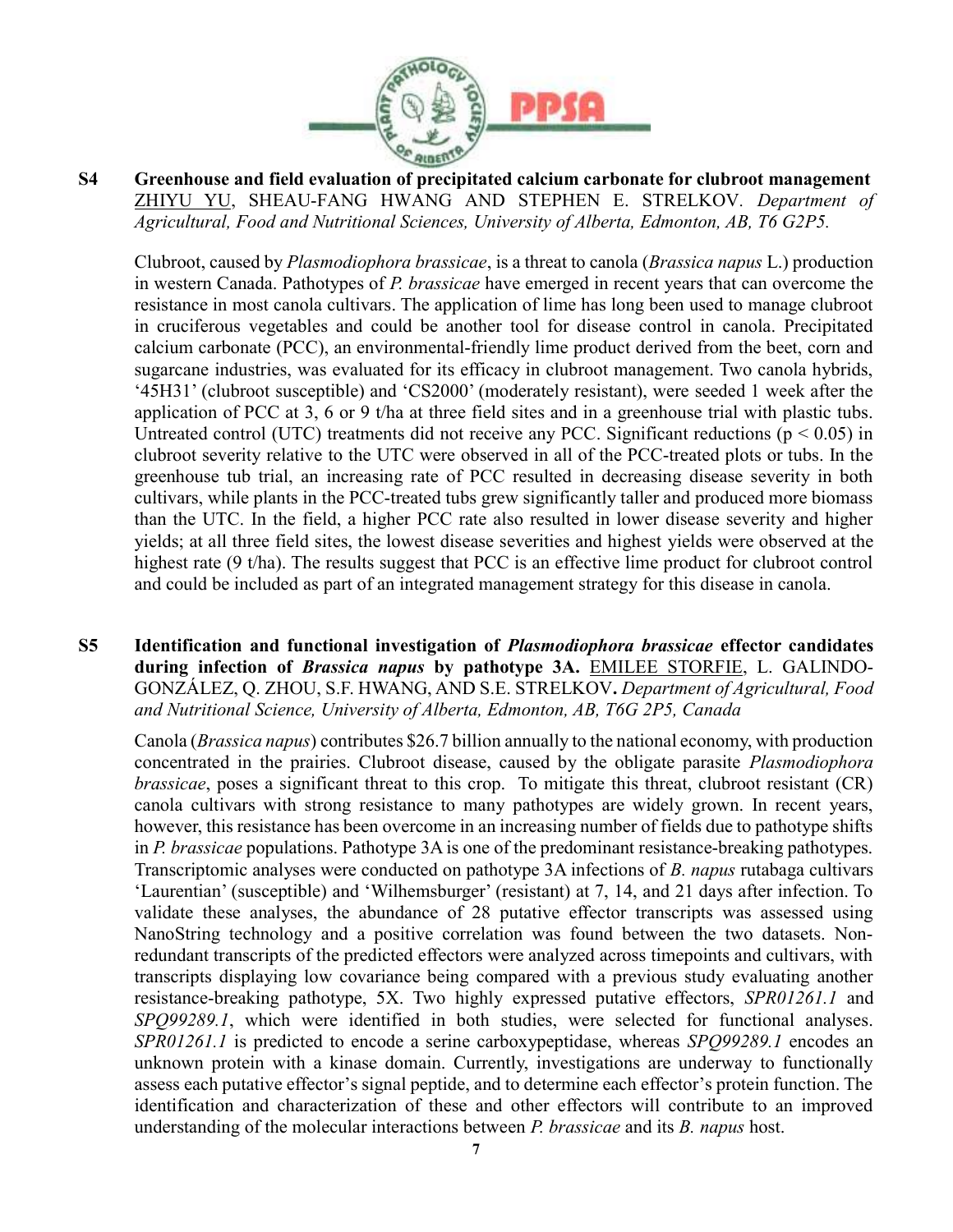**S4 Greenhouse and field evaluation of precipitated calcium carbonate for clubroot management**
ZHIYU YU, SHEAU-FANG HWANG AND STEPHEN E. STRELKOV. *Department of Agricultural, Food and Nutritional Sciences, University of Alberta, Edmonton, AB, T6 G2P5.*

Clubroot, caused by *Plasmodiophora brassicae*, is a threat to canola (*Brassica napus* L.) production in western Canada. Pathotypes of *P. brassicae* have emerged in recent years that can overcome the resistance in most canola cultivars. The application of lime has long been used to manage clubroot in cruciferous vegetables and could be another tool for disease control in canola. Precipitated calcium carbonate (PCC), an environmental-friendly lime product derived from the beet, corn and sugarcane industries, was evaluated for its efficacy in clubroot management. Two canola hybrids, '45H31' (clubroot susceptible) and 'CS2000' (moderately resistant), were seeded 1 week after the application of PCC at 3, 6 or 9 t/ha at three field sites and in a greenhouse trial with plastic tubs. Untreated control (UTC) treatments did not receive any PCC. Significant reductions ($p < 0.05$) in clubroot severity relative to the UTC were observed in all of the PCC-treated plots or tubs. In the greenhouse tub trial, an increasing rate of PCC resulted in decreasing disease severity in both cultivars, while plants in the PCC-treated tubs grew significantly taller and produced more biomass than the UTC. In the field, a higher PCC rate also resulted in lower disease severity and higher yields; at all three field sites, the lowest disease severities and highest yields were observed at the highest rate (9 t/ha). The results suggest that PCC is an effective lime product for clubroot control and could be included as part of an integrated management strategy for this disease in canola.

**S5 Identification and functional investigation of *Plasmodiophora brassicae* effector candidates during infection of *Brassica napus* by pathotype 3A.** EMILEE STORFIE, L. GALINDO-GONZÁLEZ, Q. ZHOU, S.F. HWANG, AND S.E. STRELKOV**.** *Department of Agricultural, Food and Nutritional Science, University of Alberta, Edmonton, AB, T6G 2P5, Canada*

Canola (*Brassica napus*) contributes $26.7 billion annually to the national economy, with production concentrated in the prairies. Clubroot disease, caused by the obligate parasite *Plasmodiophora brassicae*, poses a significant threat to this crop. To mitigate this threat, clubroot resistant (CR) canola cultivars with strong resistance to many pathotypes are widely grown. In recent years, however, this resistance has been overcome in an increasing number of fields due to pathotype shifts in *P. brassicae* populations. Pathotype 3A is one of the predominant resistance-breaking pathotypes. Transcriptomic analyses were conducted on pathotype 3A infections of *B. napus* rutabaga cultivars 'Laurentian' (susceptible) and 'Wilhemsburger' (resistant) at 7, 14, and 21 days after infection. To validate these analyses, the abundance of 28 putative effector transcripts was assessed using NanoString technology and a positive correlation was found between the two datasets. Non-redundant transcripts of the predicted effectors were analyzed across timepoints and cultivars, with transcripts displaying low covariance being compared with a previous study evaluating another resistance-breaking pathotype, 5X. Two highly expressed putative effectors, *SPR01261.1* and *SPQ99289.1*, which were identified in both studies, were selected for functional analyses. *SPR01261.1* is predicted to encode a serine carboxypeptidase, whereas *SPQ99289.1* encodes an unknown protein with a kinase domain. Currently, investigations are underway to functionally assess each putative effector's signal peptide, and to determine each effector's protein function. The identification and characterization of these and other effectors will contribute to an improved understanding of the molecular interactions between *P. brassicae* and its *B. napus* host.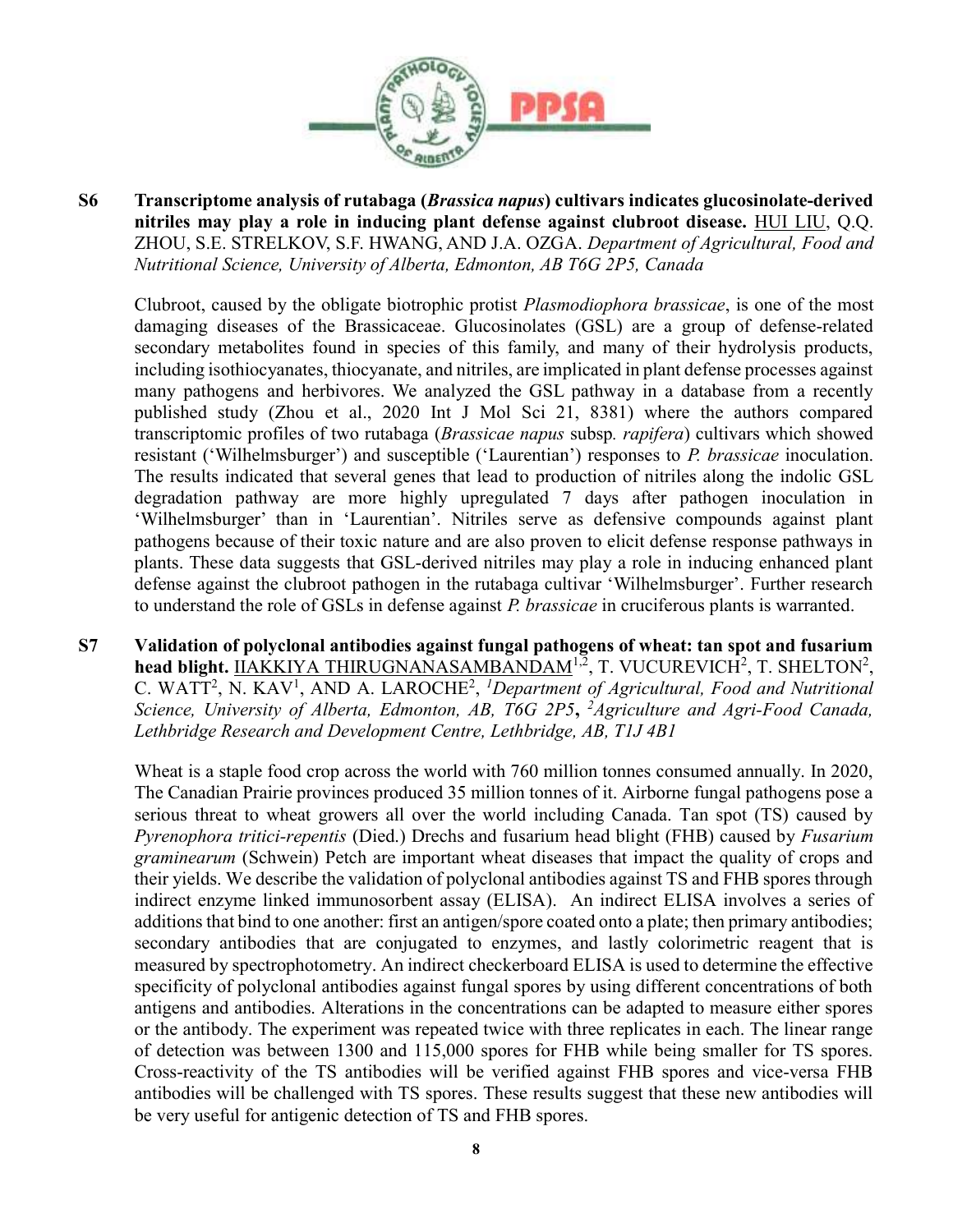**S6 Transcriptome analysis of rutabaga (*Brassica napus*) cultivars indicates glucosinolate-derived nitriles may play a role in inducing plant defense against clubroot disease.** HUI LIU, Q.Q. ZHOU, S.E. STRELKOV, S.F. HWANG, AND J.A. OZGA. *Department of Agricultural, Food and Nutritional Science, University of Alberta, Edmonton, AB T6G 2P5, Canada*

Clubroot, caused by the obligate biotrophic protist *Plasmodiophora brassicae*, is one of the most damaging diseases of the Brassicaceae. Glucosinolates (GSL) are a group of defense-related secondary metabolites found in species of this family, and many of their hydrolysis products, including isothiocyanates, thiocyanate, and nitriles, are implicated in plant defense processes against many pathogens and herbivores. We analyzed the GSL pathway in a database from a recently published study (Zhou et al., 2020 Int J Mol Sci 21, 8381) where the authors compared transcriptomic profiles of two rutabaga (*Brassicae napus* subsp. *rapifera*) cultivars which showed resistant ('Wilhelmsburger') and susceptible ('Laurentian') responses to *P. brassicae* inoculation. The results indicated that several genes that lead to production of nitriles along the indolic GSL degradation pathway are more highly upregulated 7 days after pathogen inoculation in 'Wilhelmsburger' than in 'Laurentian'. Nitriles serve as defensive compounds against plant pathogens because of their toxic nature and are also proven to elicit defense response pathways in plants. These data suggests that GSL-derived nitriles may play a role in inducing enhanced plant defense against the clubroot pathogen in the rutabaga cultivar 'Wilhelmsburger'. Further research to understand the role of GSLs in defense against *P. brassicae* in cruciferous plants is warranted.

**S7 Validation of polyclonal antibodies against fungal pathogens of wheat: tan spot and fusarium head blight.** IIAKKIYA THIRUGNANASAMBANDAM[1,2], T. VUCUREVICH[2], T. SHELTON[2], C. WATT[2], N. KAV[1], AND A. LAROCHE[2], *[1]Department of Agricultural, Food and Nutritional Science, University of Alberta, Edmonton, AB, T6G 2P5*, *[2]Agriculture and Agri-Food Canada, Lethbridge Research and Development Centre, Lethbridge, AB, T1J 4B1*

Wheat is a staple food crop across the world with 760 million tonnes consumed annually. In 2020, The Canadian Prairie provinces produced 35 million tonnes of it. Airborne fungal pathogens pose a serious threat to wheat growers all over the world including Canada. Tan spot (TS) caused by *Pyrenophora tritici-repentis* (Died.) Drechs and fusarium head blight (FHB) caused by *Fusarium graminearum* (Schwein) Petch are important wheat diseases that impact the quality of crops and their yields. We describe the validation of polyclonal antibodies against TS and FHB spores through indirect enzyme linked immunosorbent assay (ELISA). An indirect ELISA involves a series of additions that bind to one another: first an antigen/spore coated onto a plate; then primary antibodies; secondary antibodies that are conjugated to enzymes, and lastly colorimetric reagent that is measured by spectrophotometry. An indirect checkerboard ELISA is used to determine the effective specificity of polyclonal antibodies against fungal spores by using different concentrations of both antigens and antibodies. Alterations in the concentrations can be adapted to measure either spores or the antibody. The experiment was repeated twice with three replicates in each. The linear range of detection was between 1300 and 115,000 spores for FHB while being smaller for TS spores. Cross-reactivity of the TS antibodies will be verified against FHB spores and vice-versa FHB antibodies will be challenged with TS spores. These results suggest that these new antibodies will be very useful for antigenic detection of TS and FHB spores.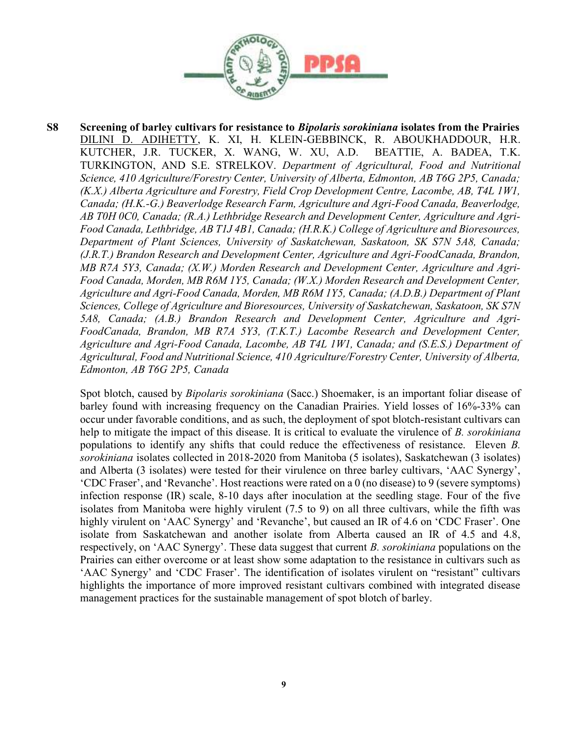**S8 Screening of barley cultivars for resistance to *Bipolaris sorokiniana* isolates from the Prairies**

DILINI D. ADIHETTY, K. XI, H. KLEIN-GEBBINCK, R. ABOUKHADDOUR, H.R. KUTCHER, J.R. TUCKER, X. WANG, W. XU, A.D. BEATTIE, A. BADEA, T.K. TURKINGTON, AND S.E. STRELKOV. *Department of Agricultural, Food and Nutritional Science, 410 Agriculture/Forestry Center, University of Alberta, Edmonton, AB T6G 2P5, Canada; (K.X.) Alberta Agriculture and Forestry, Field Crop Development Centre, Lacombe, AB, T4L 1W1, Canada; (H.K.-G.) Beaverlodge Research Farm, Agriculture and Agri-Food Canada, Beaverlodge, AB T0H 0C0, Canada; (R.A.) Lethbridge Research and Development Center, Agriculture and Agri-Food Canada, Lethbridge, AB T1J 4B1, Canada; (H.R.K.) College of Agriculture and Bioresources, Department of Plant Sciences, University of Saskatchewan, Saskatoon, SK S7N 5A8, Canada; (J.R.T.) Brandon Research and Development Center, Agriculture and Agri-FoodCanada, Brandon, MB R7A 5Y3, Canada; (X.W.) Morden Research and Development Center, Agriculture and Agri-Food Canada, Morden, MB R6M 1Y5, Canada; (W.X.) Morden Research and Development Center, Agriculture and Agri-Food Canada, Morden, MB R6M 1Y5, Canada; (A.D.B.) Department of Plant Sciences, College of Agriculture and Bioresources, University of Saskatchewan, Saskatoon, SK S7N 5A8, Canada; (A.B.) Brandon Research and Development Center, Agriculture and Agri-FoodCanada, Brandon, MB R7A 5Y3, (T.K.T.) Lacombe Research and Development Center, Agriculture and Agri-Food Canada, Lacombe, AB T4L 1W1, Canada; and (S.E.S.) Department of Agricultural, Food and Nutritional Science, 410 Agriculture/Forestry Center, University of Alberta, Edmonton, AB T6G 2P5, Canada*

Spot blotch, caused by *Bipolaris sorokiniana* (Sacc.) Shoemaker, is an important foliar disease of barley found with increasing frequency on the Canadian Prairies. Yield losses of 16%-33% can occur under favorable conditions, and as such, the deployment of spot blotch-resistant cultivars can help to mitigate the impact of this disease. It is critical to evaluate the virulence of *B. sorokiniana* populations to identify any shifts that could reduce the effectiveness of resistance. Eleven *B. sorokiniana* isolates collected in 2018-2020 from Manitoba (5 isolates), Saskatchewan (3 isolates) and Alberta (3 isolates) were tested for their virulence on three barley cultivars, 'AAC Synergy', 'CDC Fraser', and 'Revanche'. Host reactions were rated on a 0 (no disease) to 9 (severe symptoms) infection response (IR) scale, 8-10 days after inoculation at the seedling stage. Four of the five isolates from Manitoba were highly virulent (7.5 to 9) on all three cultivars, while the fifth was highly virulent on 'AAC Synergy' and 'Revanche', but caused an IR of 4.6 on 'CDC Fraser'. One isolate from Saskatchewan and another isolate from Alberta caused an IR of 4.5 and 4.8, respectively, on 'AAC Synergy'. These data suggest that current *B. sorokiniana* populations on the Prairies can either overcome or at least show some adaptation to the resistance in cultivars such as 'AAC Synergy' and 'CDC Fraser'. The identification of isolates virulent on "resistant" cultivars highlights the importance of more improved resistant cultivars combined with integrated disease management practices for the sustainable management of spot blotch of barley.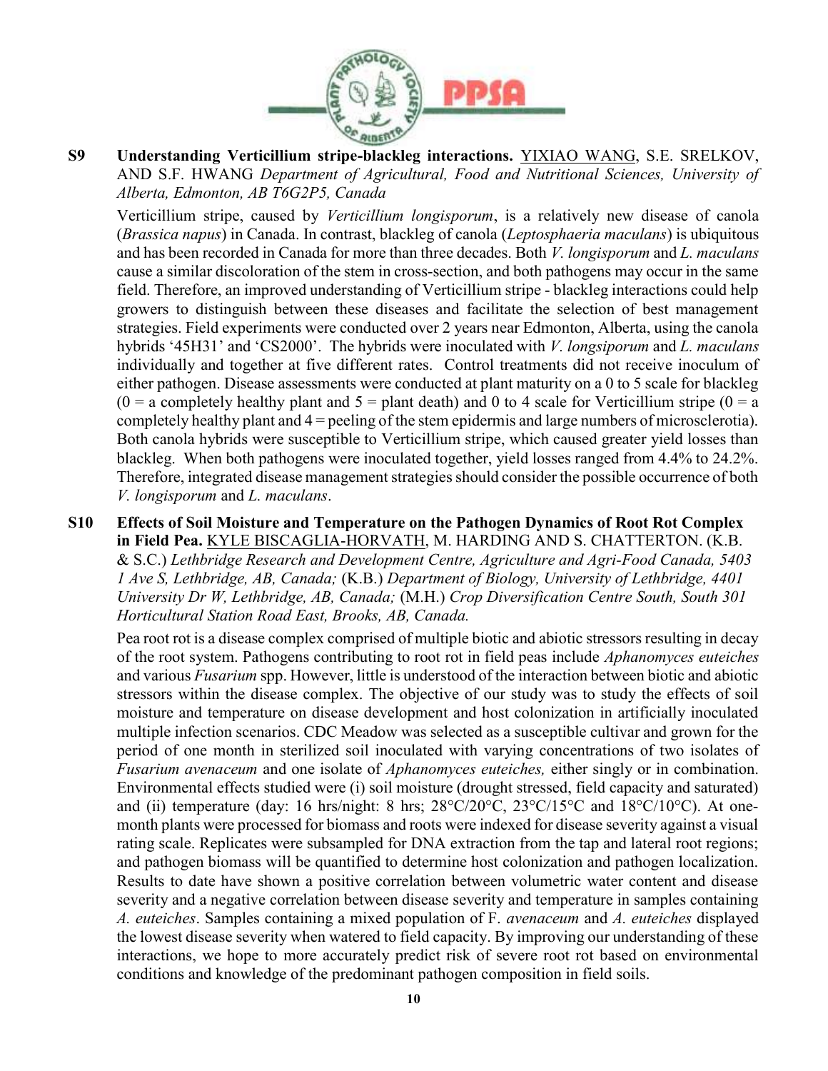**S9 Understanding Verticillium stripe-blackleg interactions.** YIXIAO WANG, S.E. SRELKOV, AND S.F. HWANG *Department of Agricultural, Food and Nutritional Sciences, University of Alberta, Edmonton, AB T6G2P5, Canada*

Verticillium stripe, caused by *Verticillium longisporum*, is a relatively new disease of canola (*Brassica napus*) in Canada. In contrast, blackleg of canola (*Leptosphaeria maculans*) is ubiquitous and has been recorded in Canada for more than three decades. Both *V. longisporum* and *L. maculans* cause a similar discoloration of the stem in cross-section, and both pathogens may occur in the same field. Therefore, an improved understanding of Verticillium stripe - blackleg interactions could help growers to distinguish between these diseases and facilitate the selection of best management strategies. Field experiments were conducted over 2 years near Edmonton, Alberta, using the canola hybrids '45H31' and 'CS2000'. The hybrids were inoculated with *V. longsiporum* and *L. maculans* individually and together at five different rates. Control treatments did not receive inoculum of either pathogen. Disease assessments were conducted at plant maturity on a 0 to 5 scale for blackleg (0 = a completely healthy plant and 5 = plant death) and 0 to 4 scale for Verticillium stripe (0 = a completely healthy plant and 4 = peeling of the stem epidermis and large numbers of microsclerotia). Both canola hybrids were susceptible to Verticillium stripe, which caused greater yield losses than blackleg. When both pathogens were inoculated together, yield losses ranged from 4.4% to 24.2%. Therefore, integrated disease management strategies should consider the possible occurrence of both *V. longisporum* and *L. maculans*.

**S10 Effects of Soil Moisture and Temperature on the Pathogen Dynamics of Root Rot Complex in Field Pea.** KYLE BISCAGLIA-HORVATH, M. HARDING AND S. CHATTERTON. (K.B. & S.C.) *Lethbridge Research and Development Centre, Agriculture and Agri-Food Canada, 5403 1 Ave S, Lethbridge, AB, Canada;* (K.B.) *Department of Biology, University of Lethbridge, 4401 University Dr W, Lethbridge, AB, Canada;* (M.H.) *Crop Diversification Centre South, South 301 Horticultural Station Road East, Brooks, AB, Canada.*

Pea root rot is a disease complex comprised of multiple biotic and abiotic stressors resulting in decay of the root system. Pathogens contributing to root rot in field peas include *Aphanomyces euteiches* and various *Fusarium* spp. However, little is understood of the interaction between biotic and abiotic stressors within the disease complex. The objective of our study was to study the effects of soil moisture and temperature on disease development and host colonization in artificially inoculated multiple infection scenarios. CDC Meadow was selected as a susceptible cultivar and grown for the period of one month in sterilized soil inoculated with varying concentrations of two isolates of *Fusarium avenaceum* and one isolate of *Aphanomyces euteiches,* either singly or in combination. Environmental effects studied were (i) soil moisture (drought stressed, field capacity and saturated) and (ii) temperature (day: 16 hrs/night: 8 hrs; 28°C/20°C, 23°C/15°C and 18°C/10°C). At one-month plants were processed for biomass and roots were indexed for disease severity against a visual rating scale. Replicates were subsampled for DNA extraction from the tap and lateral root regions; and pathogen biomass will be quantified to determine host colonization and pathogen localization. Results to date have shown a positive correlation between volumetric water content and disease severity and a negative correlation between disease severity and temperature in samples containing *A. euteiches*. Samples containing a mixed population of F. *avenaceum* and *A. euteiches* displayed the lowest disease severity when watered to field capacity. By improving our understanding of these interactions, we hope to more accurately predict risk of severe root rot based on environmental conditions and knowledge of the predominant pathogen composition in field soils.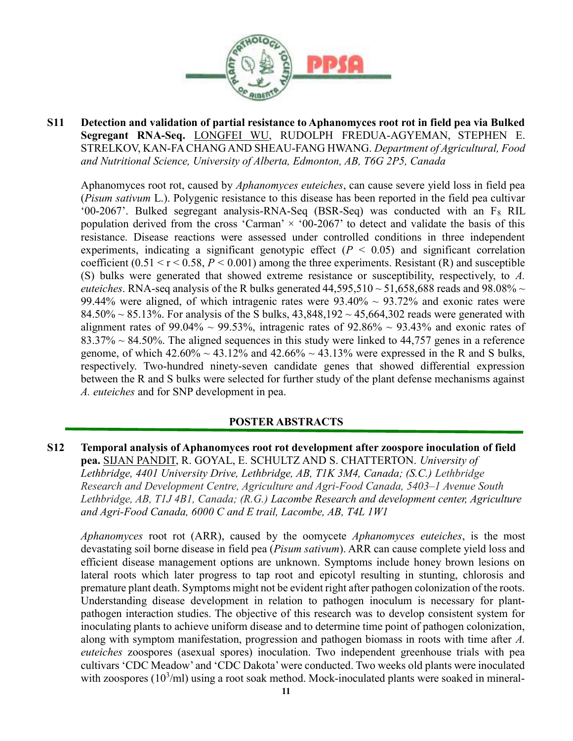**S11 Detection and validation of partial resistance to Aphanomyces root rot in field pea via Bulked Segregant RNA-Seq.** LONGFEI WU, RUDOLPH FREDUA-AGYEMAN, STEPHEN E. STRELKOV, KAN-FA CHANG AND SHEAU-FANG HWANG. *Department of Agricultural, Food and Nutritional Science, University of Alberta, Edmonton, AB, T6G 2P5, Canada*

Aphanomyces root rot, caused by *Aphanomyces euteiches*, can cause severe yield loss in field pea (*Pisum sativum* L.). Polygenic resistance to this disease has been reported in the field pea cultivar '00-2067'. Bulked segregant analysis-RNA-Seq (BSR-Seq) was conducted with an $F_8$ RIL population derived from the cross 'Carman' × '00-2067' to detect and validate the basis of this resistance. Disease reactions were assessed under controlled conditions in three independent experiments, indicating a significant genotypic effect ($P < 0.05$) and significant correlation coefficient ($0.51 < r < 0.58$, $P < 0.001$) among the three experiments. Resistant (R) and susceptible (S) bulks were generated that showed extreme resistance or susceptibility, respectively, to *A. euteiches*. RNA-seq analysis of the R bulks generated 44,595,510 ~ 51,658,688 reads and 98.08% ~ 99.44% were aligned, of which intragenic rates were 93.40% ~ 93.72% and exonic rates were 84.50% ~ 85.13%. For analysis of the S bulks, 43,848,192 ~ 45,664,302 reads were generated with alignment rates of 99.04% ~ 99.53%, intragenic rates of 92.86% ~ 93.43% and exonic rates of 83.37% ~ 84.50%. The aligned sequences in this study were linked to 44,757 genes in a reference genome, of which 42.60% ~ 43.12% and 42.66% ~ 43.13% were expressed in the R and S bulks, respectively. Two-hundred ninety-seven candidate genes that showed differential expression between the R and S bulks were selected for further study of the plant defense mechanisms against *A. euteiches* and for SNP development in pea.

## POSTER ABSTRACTS

**S12 Temporal analysis of Aphanomyces root rot development after zoospore inoculation of field pea.** SIJAN PANDIT, R. GOYAL, E. SCHULTZ AND S. CHATTERTON. *University of Lethbridge, 4401 University Drive, Lethbridge, AB, T1K 3M4, Canada; (S.C.) Lethbridge Research and Development Centre, Agriculture and Agri-Food Canada, 5403–1 Avenue South Lethbridge, AB, T1J 4B1, Canada; (R.G.) Lacombe Research and development center, Agriculture and Agri-Food Canada, 6000 C and E trail, Lacombe, AB, T4L 1W1*

*Aphanomyces* root rot (ARR), caused by the oomycete *Aphanomyces euteiches*, is the most devastating soil borne disease in field pea (*Pisum sativum*). ARR can cause complete yield loss and efficient disease management options are unknown. Symptoms include honey brown lesions on lateral roots which later progress to tap root and epicotyl resulting in stunting, chlorosis and premature plant death. Symptoms might not be evident right after pathogen colonization of the roots. Understanding disease development in relation to pathogen inoculum is necessary for plant-pathogen interaction studies. The objective of this research was to develop consistent system for inoculating plants to achieve uniform disease and to determine time point of pathogen colonization, along with symptom manifestation, progression and pathogen biomass in roots with time after *A. euteiches* zoospores (asexual spores) inoculation. Two independent greenhouse trials with pea cultivars 'CDC Meadow' and 'CDC Dakota' were conducted. Two weeks old plants were inoculated with zoospores ($10^3$/ml) using a root soak method. Mock-inoculated plants were soaked in mineral-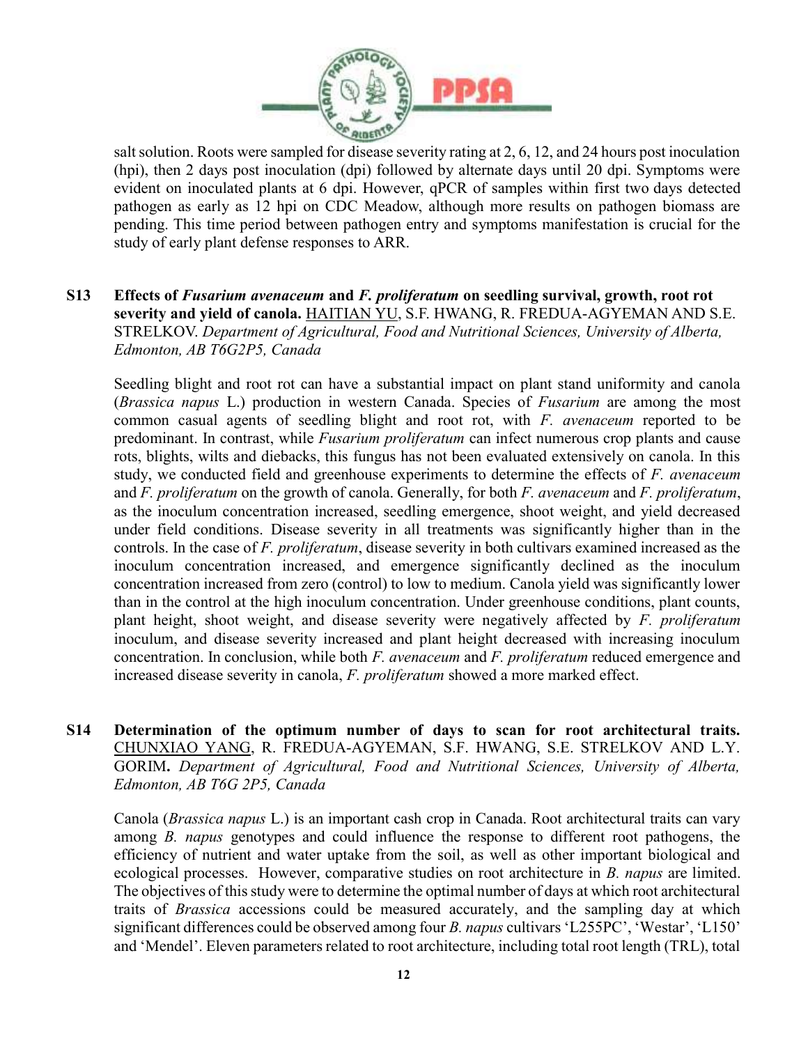salt solution. Roots were sampled for disease severity rating at 2, 6, 12, and 24 hours post inoculation (hpi), then 2 days post inoculation (dpi) followed by alternate days until 20 dpi. Symptoms were evident on inoculated plants at 6 dpi. However, qPCR of samples within first two days detected pathogen as early as 12 hpi on CDC Meadow, although more results on pathogen biomass are pending. This time period between pathogen entry and symptoms manifestation is crucial for the study of early plant defense responses to ARR.

**S13 Effects of *Fusarium avenaceum* and *F. proliferatum* on seedling survival, growth, root rot severity and yield of canola.** HAITIAN YU, S.F. HWANG, R. FREDUA-AGYEMAN AND S.E. STRELKOV. *Department of Agricultural, Food and Nutritional Sciences, University of Alberta, Edmonton, AB T6G2P5, Canada*

Seedling blight and root rot can have a substantial impact on plant stand uniformity and canola (*Brassica napus* L.) production in western Canada. Species of *Fusarium* are among the most common casual agents of seedling blight and root rot, with *F. avenaceum* reported to be predominant. In contrast, while *Fusarium proliferatum* can infect numerous crop plants and cause rots, blights, wilts and diebacks, this fungus has not been evaluated extensively on canola. In this study, we conducted field and greenhouse experiments to determine the effects of *F. avenaceum* and *F. proliferatum* on the growth of canola. Generally, for both *F. avenaceum* and *F. proliferatum*, as the inoculum concentration increased, seedling emergence, shoot weight, and yield decreased under field conditions. Disease severity in all treatments was significantly higher than in the controls. In the case of *F. proliferatum*, disease severity in both cultivars examined increased as the inoculum concentration increased, and emergence significantly declined as the inoculum concentration increased from zero (control) to low to medium. Canola yield was significantly lower than in the control at the high inoculum concentration. Under greenhouse conditions, plant counts, plant height, shoot weight, and disease severity were negatively affected by *F. proliferatum* inoculum, and disease severity increased and plant height decreased with increasing inoculum concentration. In conclusion, while both *F. avenaceum* and *F. proliferatum* reduced emergence and increased disease severity in canola, *F. proliferatum* showed a more marked effect.

**S14 Determination of the optimum number of days to scan for root architectural traits.** CHUNXIAO YANG, R. FREDUA-AGYEMAN, S.F. HWANG, S.E. STRELKOV AND L.Y. GORIM**.** *Department of Agricultural, Food and Nutritional Sciences, University of Alberta, Edmonton, AB T6G 2P5, Canada*

Canola (*Brassica napus* L.) is an important cash crop in Canada. Root architectural traits can vary among *B. napus* genotypes and could influence the response to different root pathogens, the efficiency of nutrient and water uptake from the soil, as well as other important biological and ecological processes. However, comparative studies on root architecture in *B. napus* are limited. The objectives of this study were to determine the optimal number of days at which root architectural traits of *Brassica* accessions could be measured accurately, and the sampling day at which significant differences could be observed among four *B. napus* cultivars 'L255PC', 'Westar', 'L150' and 'Mendel'. Eleven parameters related to root architecture, including total root length (TRL), total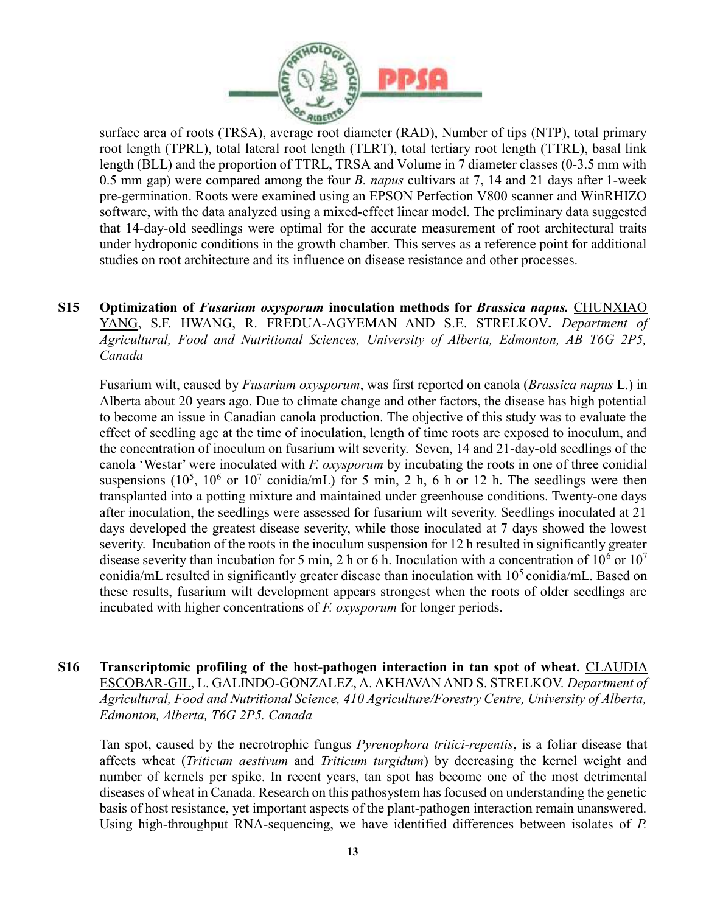surface area of roots (TRSA), average root diameter (RAD), Number of tips (NTP), total primary root length (TPRL), total lateral root length (TLRT), total tertiary root length (TTRL), basal link length (BLL) and the proportion of TTRL, TRSA and Volume in 7 diameter classes (0-3.5 mm with 0.5 mm gap) were compared among the four *B. napus* cultivars at 7, 14 and 21 days after 1-week pre-germination. Roots were examined using an EPSON Perfection V800 scanner and WinRHIZO software, with the data analyzed using a mixed-effect linear model. The preliminary data suggested that 14-day-old seedlings were optimal for the accurate measurement of root architectural traits under hydroponic conditions in the growth chamber. This serves as a reference point for additional studies on root architecture and its influence on disease resistance and other processes.

**S15 Optimization of *Fusarium oxysporum* inoculation methods for *Brassica napus*.** <u>CHUNXIAO YANG</u>, S.F. HWANG, R. FREDUA-AGYEMAN AND S.E. STRELKOV**.** *Department of Agricultural, Food and Nutritional Sciences, University of Alberta, Edmonton, AB T6G 2P5, Canada*

Fusarium wilt, caused by *Fusarium oxysporum*, was first reported on canola (*Brassica napus* L.) in Alberta about 20 years ago. Due to climate change and other factors, the disease has high potential to become an issue in Canadian canola production. The objective of this study was to evaluate the effect of seedling age at the time of inoculation, length of time roots are exposed to inoculum, and the concentration of inoculum on fusarium wilt severity. Seven, 14 and 21-day-old seedlings of the canola 'Westar' were inoculated with *F. oxysporum* by incubating the roots in one of three conidial suspensions ($10^5$, $10^6$ or $10^7$ conidia/mL) for 5 min, 2 h, 6 h or 12 h. The seedlings were then transplanted into a potting mixture and maintained under greenhouse conditions. Twenty-one days after inoculation, the seedlings were assessed for fusarium wilt severity. Seedlings inoculated at 21 days developed the greatest disease severity, while those inoculated at 7 days showed the lowest severity. Incubation of the roots in the inoculum suspension for 12 h resulted in significantly greater disease severity than incubation for 5 min, 2 h or 6 h. Inoculation with a concentration of $10^6$ or $10^7$ conidia/mL resulted in significantly greater disease than inoculation with $10^5$ conidia/mL. Based on these results, fusarium wilt development appears strongest when the roots of older seedlings are incubated with higher concentrations of *F. oxysporum* for longer periods.

**S16 Transcriptomic profiling of the host-pathogen interaction in tan spot of wheat.** <u>CLAUDIA ESCOBAR-GIL</u>, L. GALINDO-GONZALEZ, A. AKHAVAN AND S. STRELKOV. *Department of Agricultural, Food and Nutritional Science, 410 Agriculture/Forestry Centre, University of Alberta, Edmonton, Alberta, T6G 2P5. Canada*

Tan spot, caused by the necrotrophic fungus *Pyrenophora tritici-repentis*, is a foliar disease that affects wheat (*Triticum aestivum* and *Triticum turgidum*) by decreasing the kernel weight and number of kernels per spike. In recent years, tan spot has become one of the most detrimental diseases of wheat in Canada. Research on this pathosystem has focused on understanding the genetic basis of host resistance, yet important aspects of the plant-pathogen interaction remain unanswered. Using high-throughput RNA-sequencing, we have identified differences between isolates of *P.*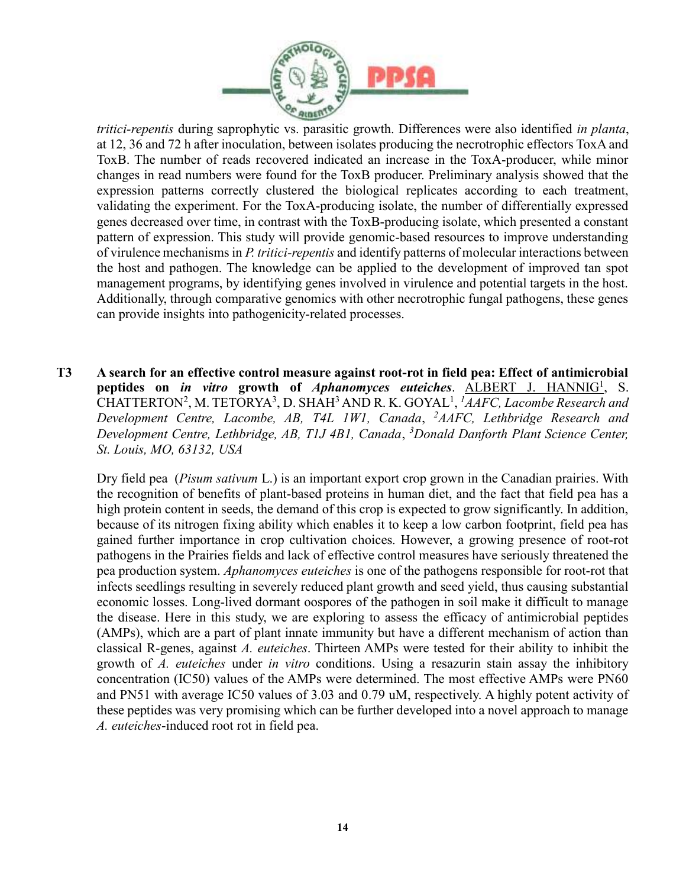*tritici-repentis* during saprophytic vs. parasitic growth. Differences were also identified *in planta*, at 12, 36 and 72 h after inoculation, between isolates producing the necrotrophic effectors ToxA and ToxB. The number of reads recovered indicated an increase in the ToxA-producer, while minor changes in read numbers were found for the ToxB producer. Preliminary analysis showed that the expression patterns correctly clustered the biological replicates according to each treatment, validating the experiment. For the ToxA-producing isolate, the number of differentially expressed genes decreased over time, in contrast with the ToxB-producing isolate, which presented a constant pattern of expression. This study will provide genomic-based resources to improve understanding of virulence mechanisms in *P. tritici-repentis* and identify patterns of molecular interactions between the host and pathogen. The knowledge can be applied to the development of improved tan spot management programs, by identifying genes involved in virulence and potential targets in the host. Additionally, through comparative genomics with other necrotrophic fungal pathogens, these genes can provide insights into pathogenicity-related processes.

**T3 A search for an effective control measure against root-rot in field pea: Effect of antimicrobial peptides on *in vitro* growth of *Aphanomyces euteiches*.** ALBERT J. HANNIG[1], S. CHATTERTON[2], M. TETORYA[3], D. SHAH[3] AND R. K. GOYAL[1], *[1]AAFC, Lacombe Research and Development Centre, Lacombe, AB, T4L 1W1, Canada*, *[2]AAFC, Lethbridge Research and Development Centre, Lethbridge, AB, T1J 4B1, Canada*, *[3]Donald Danforth Plant Science Center, St. Louis, MO, 63132, USA*

Dry field pea (*Pisum sativum* L.) is an important export crop grown in the Canadian prairies. With the recognition of benefits of plant-based proteins in human diet, and the fact that field pea has a high protein content in seeds, the demand of this crop is expected to grow significantly. In addition, because of its nitrogen fixing ability which enables it to keep a low carbon footprint, field pea has gained further importance in crop cultivation choices. However, a growing presence of root-rot pathogens in the Prairies fields and lack of effective control measures have seriously threatened the pea production system. *Aphanomyces euteiches* is one of the pathogens responsible for root-rot that infects seedlings resulting in severely reduced plant growth and seed yield, thus causing substantial economic losses. Long-lived dormant oospores of the pathogen in soil make it difficult to manage the disease. Here in this study, we are exploring to assess the efficacy of antimicrobial peptides (AMPs), which are a part of plant innate immunity but have a different mechanism of action than classical R-genes, against *A. euteiches*. Thirteen AMPs were tested for their ability to inhibit the growth of *A. euteiches* under *in vitro* conditions. Using a resazurin stain assay the inhibitory concentration (IC50) values of the AMPs were determined. The most effective AMPs were PN60 and PN51 with average IC50 values of 3.03 and 0.79 uM, respectively. A highly potent activity of these peptides was very promising which can be further developed into a novel approach to manage *A. euteiches*-induced root rot in field pea.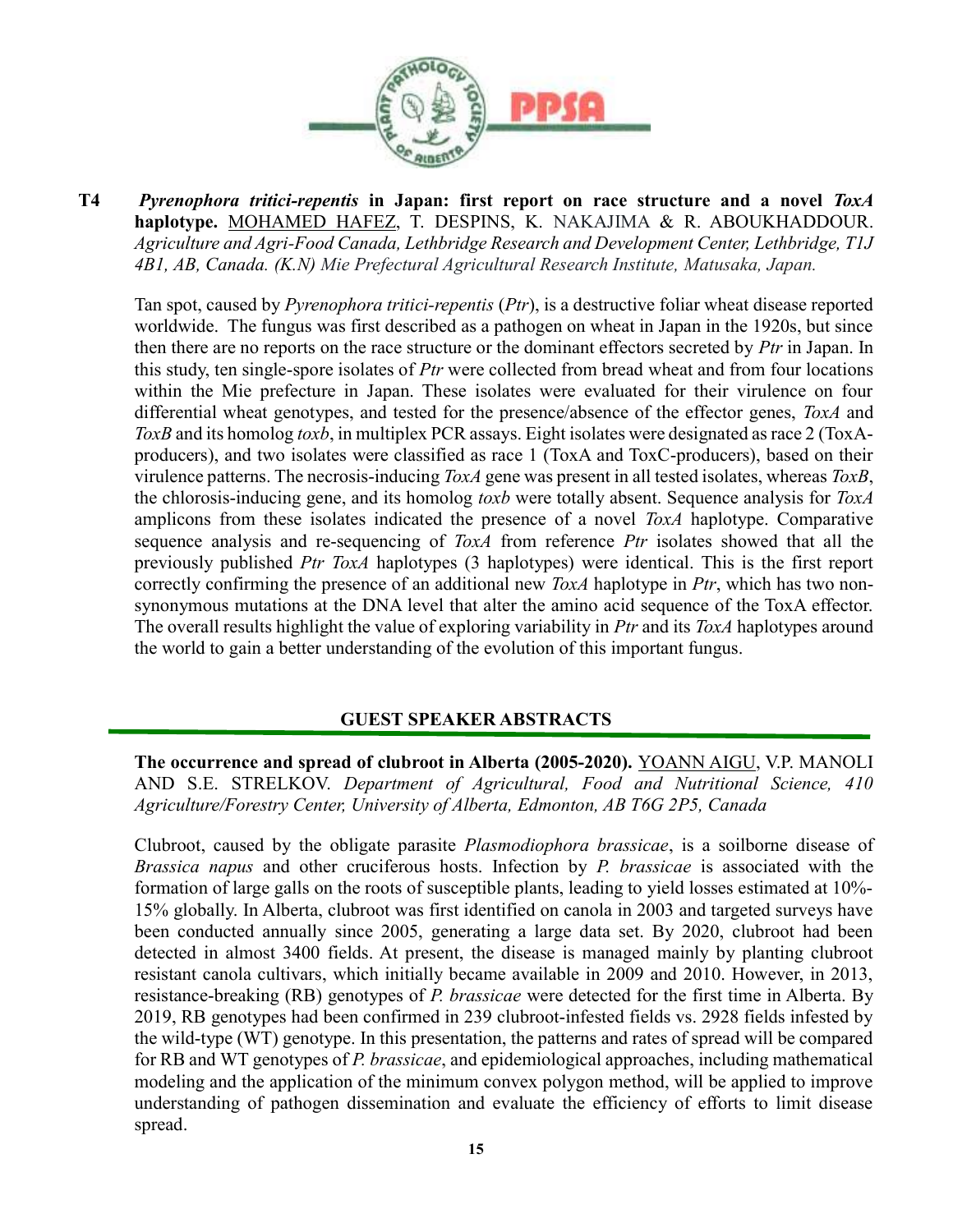**T4** ***Pyrenophora tritici-repentis*** **in Japan: first report on race structure and a novel** ***ToxA*** **haplotype.** MOHAMED HAFEZ, T. DESPINS, K. NAKAJIMA & R. ABOUKHADDOUR. *Agriculture and Agri-Food Canada, Lethbridge Research and Development Center, Lethbridge, T1J 4B1, AB, Canada. (K.N) Mie Prefectural Agricultural Research Institute, Matusaka, Japan.*

Tan spot, caused by *Pyrenophora tritici-repentis* (*Ptr*), is a destructive foliar wheat disease reported worldwide. The fungus was first described as a pathogen on wheat in Japan in the 1920s, but since then there are no reports on the race structure or the dominant effectors secreted by *Ptr* in Japan. In this study, ten single-spore isolates of *Ptr* were collected from bread wheat and from four locations within the Mie prefecture in Japan. These isolates were evaluated for their virulence on four differential wheat genotypes, and tested for the presence/absence of the effector genes, *ToxA* and *ToxB* and its homolog *toxb*, in multiplex PCR assays. Eight isolates were designated as race 2 (ToxA-producers), and two isolates were classified as race 1 (ToxA and ToxC-producers), based on their virulence patterns. The necrosis-inducing *ToxA* gene was present in all tested isolates, whereas *ToxB*, the chlorosis-inducing gene, and its homolog *toxb* were totally absent. Sequence analysis for *ToxA* amplicons from these isolates indicated the presence of a novel *ToxA* haplotype. Comparative sequence analysis and re-sequencing of *ToxA* from reference *Ptr* isolates showed that all the previously published *Ptr ToxA* haplotypes (3 haplotypes) were identical. This is the first report correctly confirming the presence of an additional new *ToxA* haplotype in *Ptr*, which has two non-synonymous mutations at the DNA level that alter the amino acid sequence of the ToxA effector. The overall results highlight the value of exploring variability in *Ptr* and its *ToxA* haplotypes around the world to gain a better understanding of the evolution of this important fungus.

## GUEST SPEAKER ABSTRACTS

**The occurrence and spread of clubroot in Alberta (2005-2020).** YOANN AIGU, V.P. MANOLI AND S.E. STRELKOV. *Department of Agricultural, Food and Nutritional Science, 410 Agriculture/Forestry Center, University of Alberta, Edmonton, AB T6G 2P5, Canada*

Clubroot, caused by the obligate parasite *Plasmodiophora brassicae*, is a soilborne disease of *Brassica napus* and other cruciferous hosts. Infection by *P. brassicae* is associated with the formation of large galls on the roots of susceptible plants, leading to yield losses estimated at 10%-15% globally. In Alberta, clubroot was first identified on canola in 2003 and targeted surveys have been conducted annually since 2005, generating a large data set. By 2020, clubroot had been detected in almost 3400 fields. At present, the disease is managed mainly by planting clubroot resistant canola cultivars, which initially became available in 2009 and 2010. However, in 2013, resistance-breaking (RB) genotypes of *P. brassicae* were detected for the first time in Alberta. By 2019, RB genotypes had been confirmed in 239 clubroot-infested fields vs. 2928 fields infested by the wild-type (WT) genotype. In this presentation, the patterns and rates of spread will be compared for RB and WT genotypes of *P. brassicae*, and epidemiological approaches, including mathematical modeling and the application of the minimum convex polygon method, will be applied to improve understanding of pathogen dissemination and evaluate the efficiency of efforts to limit disease spread.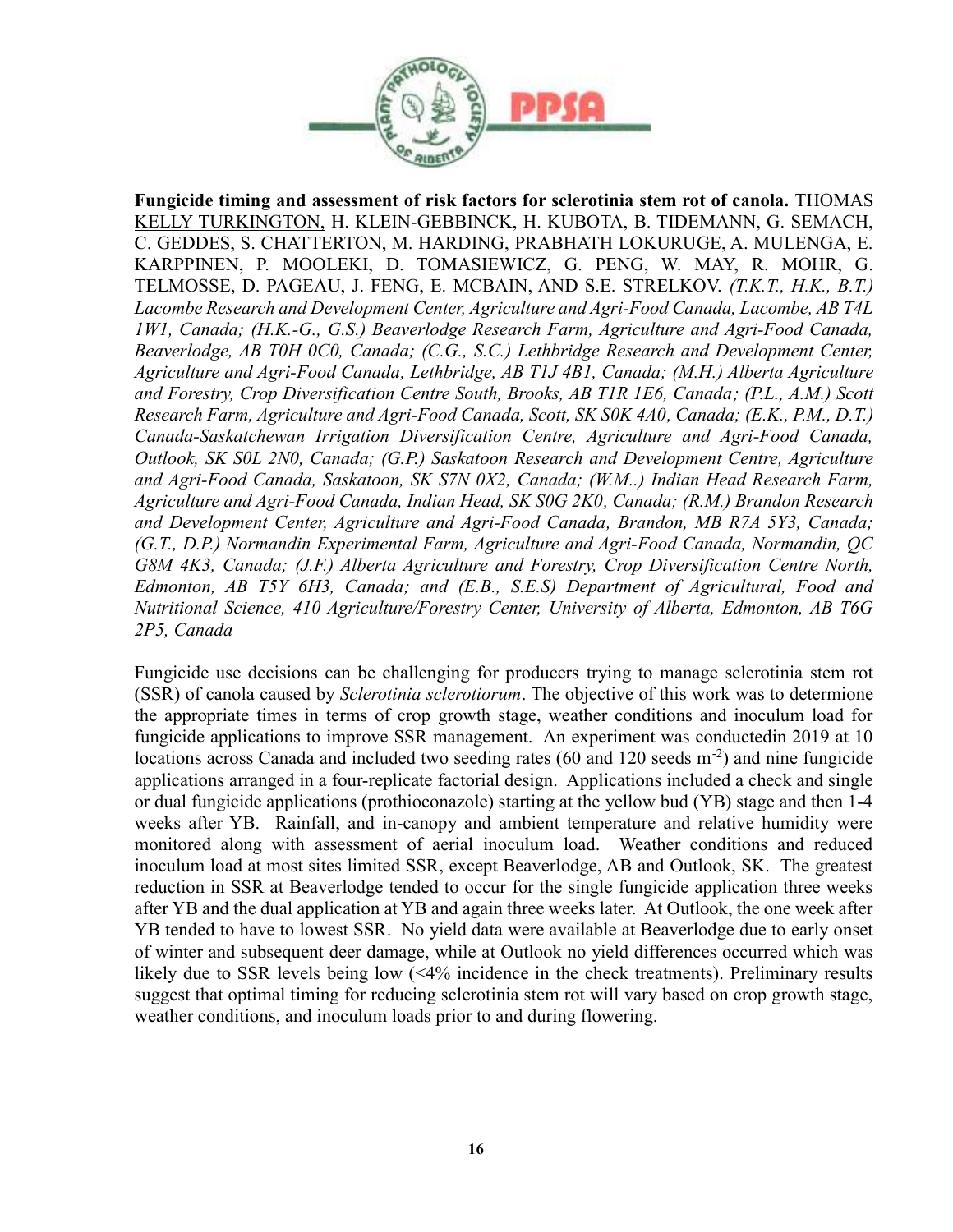**Fungicide timing and assessment of risk factors for sclerotinia stem rot of canola.** THOMAS KELLY TURKINGTON, H. KLEIN-GEBBINCK, H. KUBOTA, B. TIDEMANN, G. SEMACH, C. GEDDES, S. CHATTERTON, M. HARDING, PRABHATH LOKURUGE, A. MULENGA, E. KARPPINEN, P. MOOLEKI, D. TOMASIEWICZ, G. PENG, W. MAY, R. MOHR, G. TELMOSSE, D. PAGEAU, J. FENG, E. MCBAIN, AND S.E. STRELKOV. *(T.K.T., H.K., B.T.) Lacombe Research and Development Center, Agriculture and Agri-Food Canada, Lacombe, AB T4L 1W1, Canada; (H.K.-G., G.S.) Beaverlodge Research Farm, Agriculture and Agri-Food Canada, Beaverlodge, AB T0H 0C0, Canada; (C.G., S.C.) Lethbridge Research and Development Center, Agriculture and Agri-Food Canada, Lethbridge, AB T1J 4B1, Canada; (M.H.) Alberta Agriculture and Forestry, Crop Diversification Centre South, Brooks, AB T1R 1E6, Canada; (P.L., A.M.) Scott Research Farm, Agriculture and Agri-Food Canada, Scott, SK S0K 4A0, Canada; (E.K., P.M., D.T.) Canada-Saskatchewan Irrigation Diversification Centre, Agriculture and Agri-Food Canada, Outlook, SK S0L 2N0, Canada; (G.P.) Saskatoon Research and Development Centre, Agriculture and Agri-Food Canada, Saskatoon, SK S7N 0X2, Canada; (W.M..) Indian Head Research Farm, Agriculture and Agri-Food Canada, Indian Head, SK S0G 2K0, Canada; (R.M.) Brandon Research and Development Center, Agriculture and Agri-Food Canada, Brandon, MB R7A 5Y3, Canada; (G.T., D.P.) Normandin Experimental Farm, Agriculture and Agri-Food Canada, Normandin, QC G8M 4K3, Canada; (J.F.) Alberta Agriculture and Forestry, Crop Diversification Centre North, Edmonton, AB T5Y 6H3, Canada; and (E.B., S.E.S) Department of Agricultural, Food and Nutritional Science, 410 Agriculture/Forestry Center, University of Alberta, Edmonton, AB T6G 2P5, Canada*

Fungicide use decisions can be challenging for producers trying to manage sclerotinia stem rot (SSR) of canola caused by *Sclerotinia sclerotiorum*. The objective of this work was to determione the appropriate times in terms of crop growth stage, weather conditions and inoculum load for fungicide applications to improve SSR management. An experiment was conductedin 2019 at 10 locations across Canada and included two seeding rates (60 and 120 seeds $m^{-2}$) and nine fungicide applications arranged in a four-replicate factorial design. Applications included a check and single or dual fungicide applications (prothioconazole) starting at the yellow bud (YB) stage and then 1-4 weeks after YB. Rainfall, and in-canopy and ambient temperature and relative humidity were monitored along with assessment of aerial inoculum load. Weather conditions and reduced inoculum load at most sites limited SSR, except Beaverlodge, AB and Outlook, SK. The greatest reduction in SSR at Beaverlodge tended to occur for the single fungicide application three weeks after YB and the dual application at YB and again three weeks later. At Outlook, the one week after YB tended to have to lowest SSR. No yield data were available at Beaverlodge due to early onset of winter and subsequent deer damage, while at Outlook no yield differences occurred which was likely due to SSR levels being low (<4% incidence in the check treatments). Preliminary results suggest that optimal timing for reducing sclerotinia stem rot will vary based on crop growth stage, weather conditions, and inoculum loads prior to and during flowering.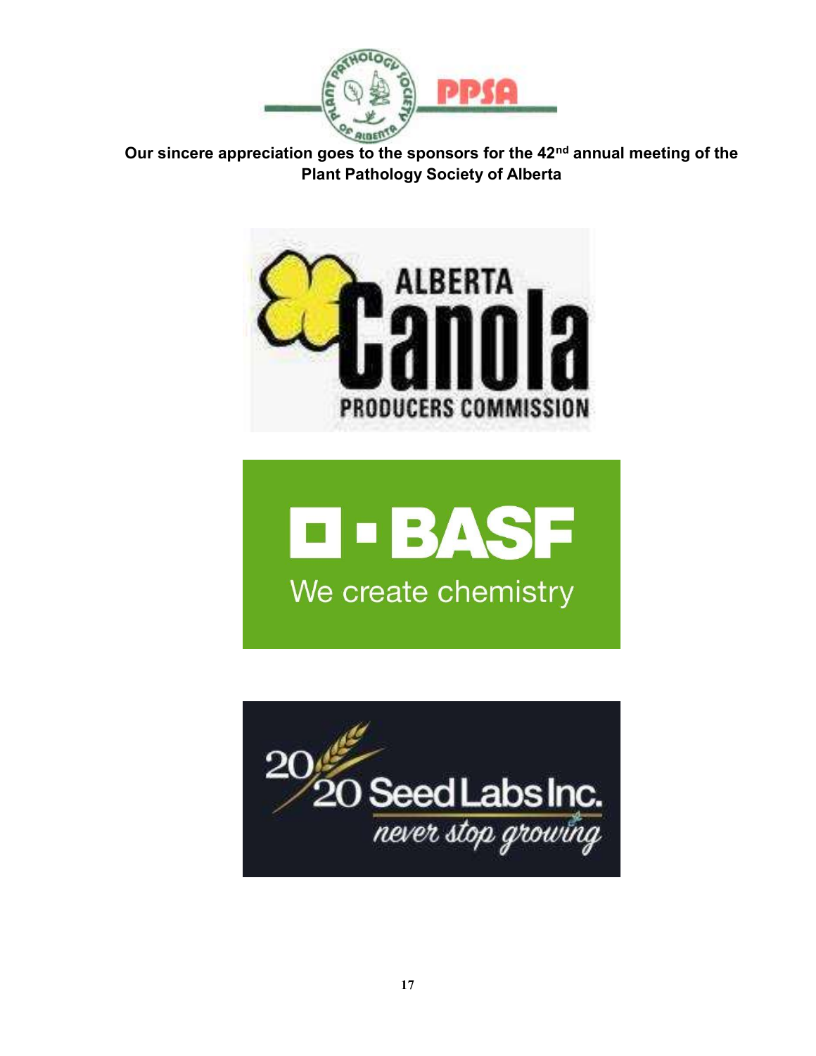**Our sincere appreciation goes to the sponsors for the 42nd annual meeting of the Plant Pathology Society of Alberta**